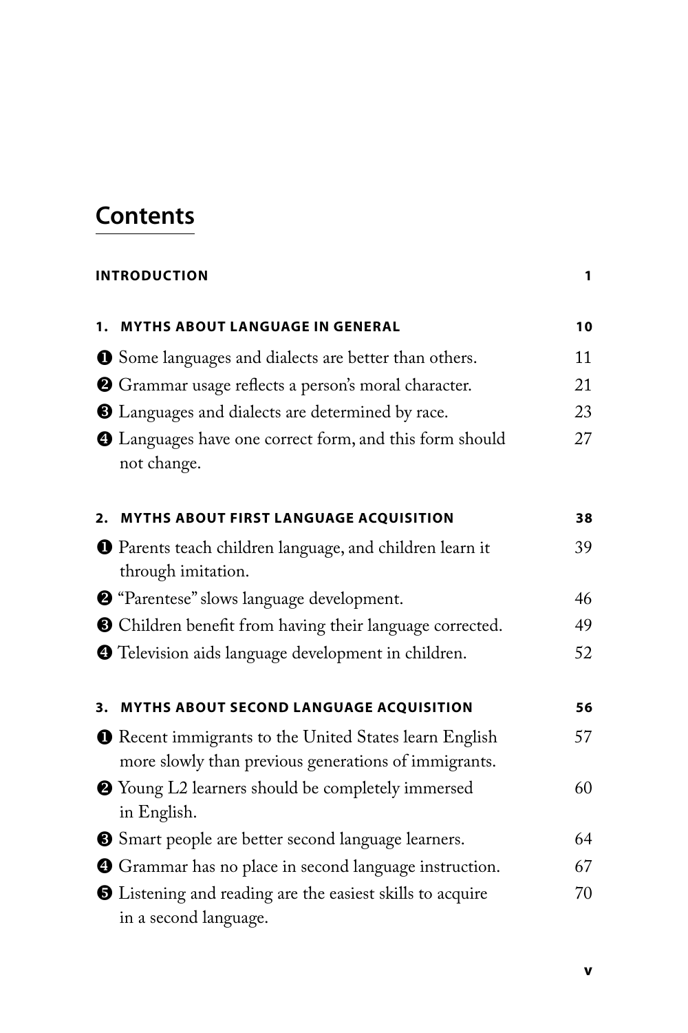# Contents

**INTRODUCTION** 1

## 1. MYTHS ABOUT LANGUAGE IN GENERAL 10

❶ Some languages and dialects are better than others. 11

❷ Grammar usage reflects a person's moral character. 21

❸ Languages and dialects are determined by race. 23

❹ Languages have one correct form, and this form should not change. 27

## 2. MYTHS ABOUT FIRST LANGUAGE ACQUISITION 38

❶ Parents teach children language, and children learn it through imitation. 39

❷ "Parentese" slows language development. 46

❸ Children benefit from having their language corrected. 49

❹ Television aids language development in children. 52

## 3. MYTHS ABOUT SECOND LANGUAGE ACQUISITION 56

❶ Recent immigrants to the United States learn English more slowly than previous generations of immigrants. 57

❷ Young L2 learners should be completely immersed in English. 60

❸ Smart people are better second language learners. 64

❹ Grammar has no place in second language instruction. 67

❺ Listening and reading are the easiest skills to acquire in a second language. 70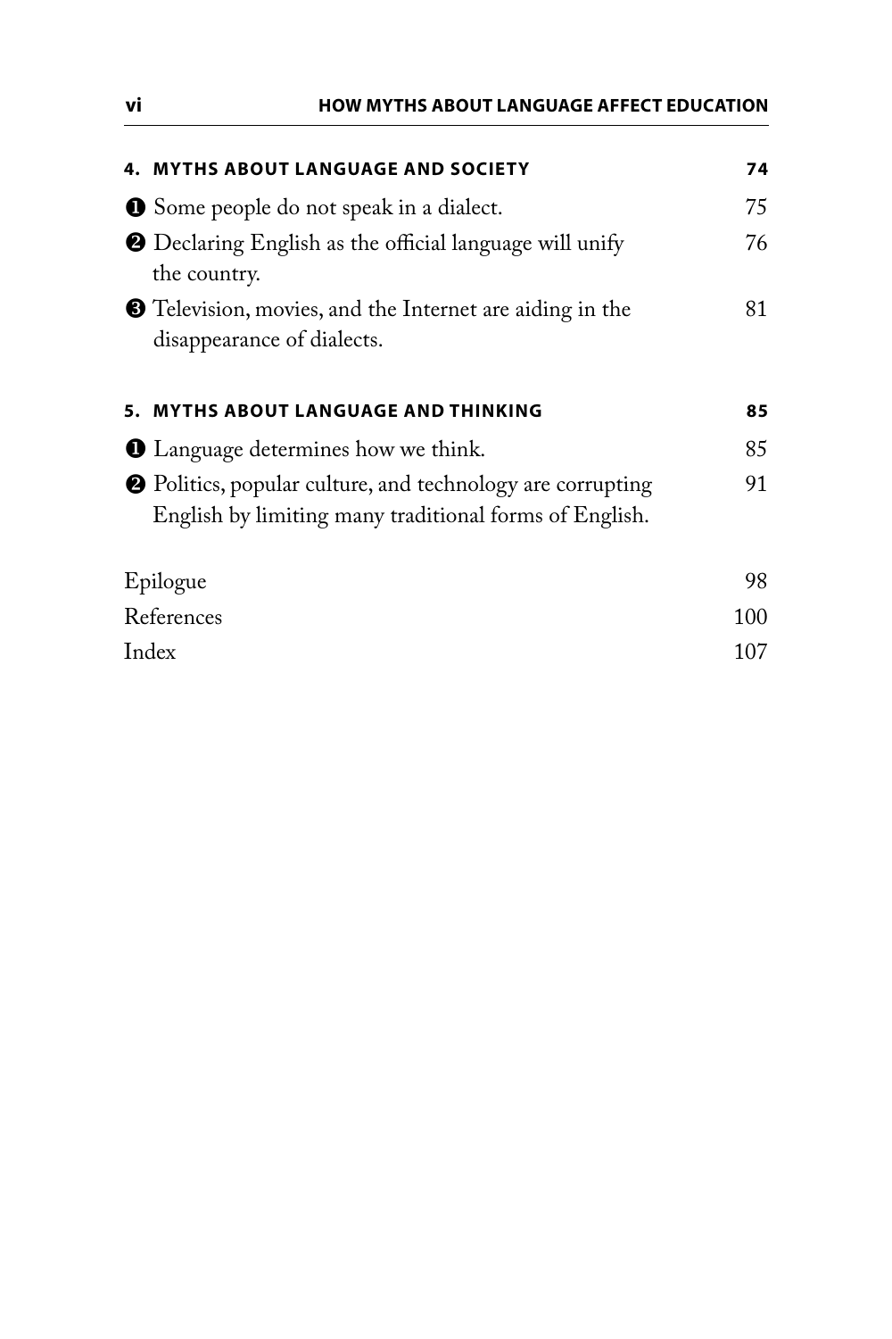**4. MYTHS ABOUT LANGUAGE AND SOCIETY** **74**

❶ Some people do not speak in a dialect. 75

❷ Declaring English as the official language will unify the country. 76

❸ Television, movies, and the Internet are aiding in the disappearance of dialects. 81

**5. MYTHS ABOUT LANGUAGE AND THINKING** **85**

❶ Language determines how we think. 85

❷ Politics, popular culture, and technology are corrupting English by limiting many traditional forms of English. 91

Epilogue 98

References 100

Index 107